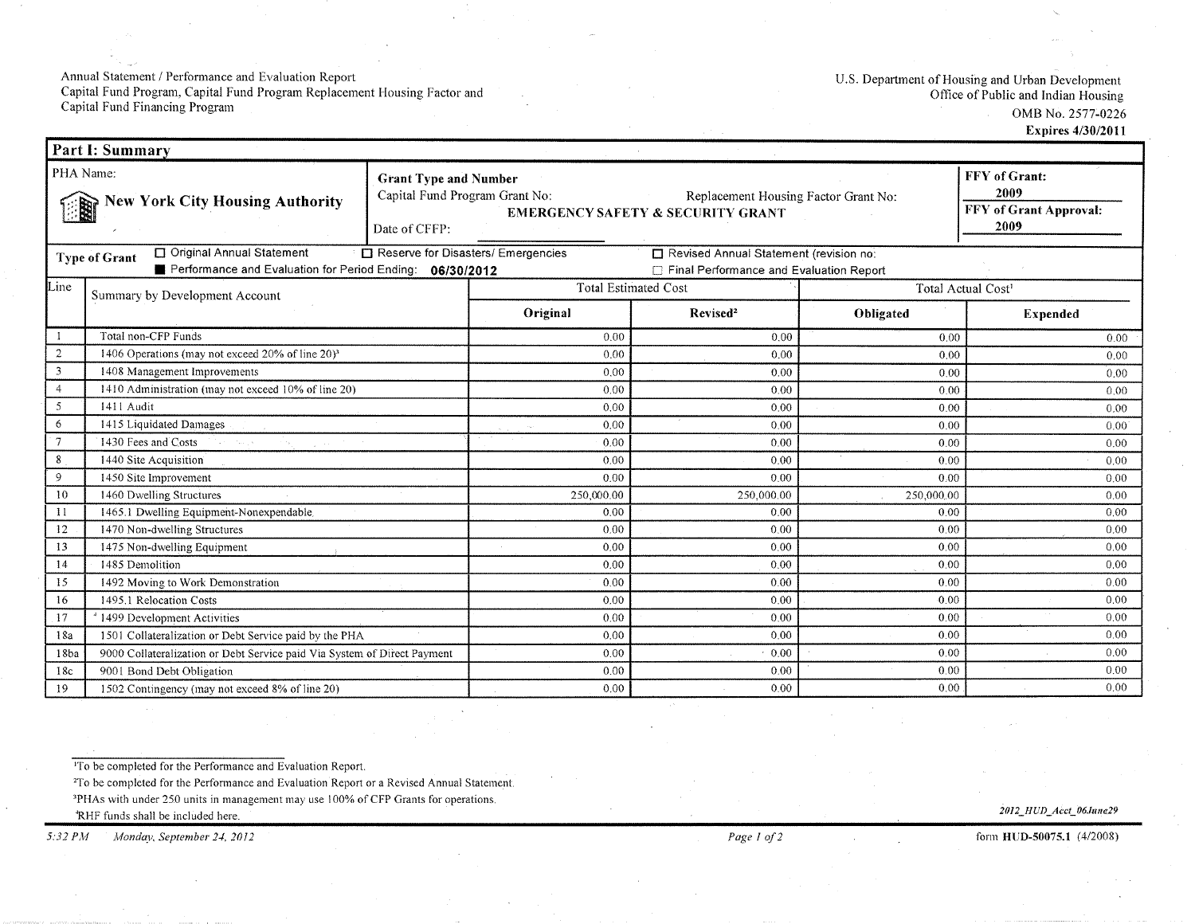Annual Statement / Performance and Evaluation Report
Capital Fund Program, Capital Fund Program Replacement Housing Factor and
Capital Fund Financing Program

U.S. Department of Housing and Urban Development
Office of Public and Indian Housing
OMB No. 2577-0226
**Expires 4/30/2011**

## Part I: Summary

| PHA Name: | Grant Type and Number | FFY of Grant: |
|---|---|---|
| **New York City Housing Authority** | Capital Fund Program Grant No: Replacement Housing Factor Grant No: **EMERGENCY SAFETY & SECURITY GRANT** Date of CFFP: | **2009** |
| | | **FFY of Grant Approval:** **2009** |

**Type of Grant** ☐ Original Annual Statement ☐ Reserve for Disasters/ Emergencies ☐ Revised Annual Statement (revision no:
■ Performance and Evaluation for Period Ending: **06/30/2012** ☐ Final Performance and Evaluation Report

| Line | Summary by Development Account | Total Estimated Cost | | Total Actual Cost[1] | |
|---|---|---|---|---|---|
| | | **Original** | **Revised[2]** | **Obligated** | **Expended** |
| 1 | Total non-CFP Funds | 0.00 | 0.00 | 0.00 | 0.00 |
| 2 | 1406 Operations (may not exceed 20% of line 20)[3] | 0.00 | 0.00 | 0.00 | 0.00 |
| 3 | 1408 Management Improvements | 0.00 | 0.00 | 0.00 | 0.00 |
| 4 | 1410 Administration (may not exceed 10% of line 20) | 0.00 | 0.00 | 0.00 | 0.00 |
| 5 | 1411 Audit | 0.00 | 0.00 | 0.00 | 0.00 |
| 6 | 1415 Liquidated Damages | 0.00 | 0.00 | 0.00 | 0.00 |
| 7 | 1430 Fees and Costs | 0.00 | 0.00 | 0.00 | 0.00 |
| 8 | 1440 Site Acquisition | 0.00 | 0.00 | 0.00 | 0.00 |
| 9 | 1450 Site Improvement | 0.00 | 0.00 | 0.00 | 0.00 |
| 10 | 1460 Dwelling Structures | 250,000.00 | 250,000.00 | 250,000.00 | 0.00 |
| 11 | 1465.1 Dwelling Equipment-Nonexpendable | 0.00 | 0.00 | 0.00 | 0.00 |
| 12 | 1470 Non-dwelling Structures | 0.00 | 0.00 | 0.00 | 0.00 |
| 13 | 1475 Non-dwelling Equipment | 0.00 | 0.00 | 0.00 | 0.00 |
| 14 | 1485 Demolition | 0.00 | 0.00 | 0.00 | 0.00 |
| 15 | 1492 Moving to Work Demonstration | 0.00 | 0.00 | 0.00 | 0.00 |
| 16 | 1495.1 Relocation Costs | 0.00 | 0.00 | 0.00 | 0.00 |
| 17 | [4] 1499 Development Activities | 0.00 | 0.00 | 0.00 | 0.00 |
| 18a | 1501 Collateralization or Debt Service paid by the PHA | 0.00 | 0.00 | 0.00 | 0.00 |
| 18ba | 9000 Collateralization or Debt Service paid Via System of Direct Payment | 0.00 | 0.00 | 0.00 | 0.00 |
| 18c | 9001 Bond Debt Obligation | 0.00 | 0.00 | 0.00 | 0.00 |
| 19 | 1502 Contingency (may not exceed 8% of line 20) | 0.00 | 0.00 | 0.00 | 0.00 |

[1] To be completed for the Performance and Evaluation Report.
[2] To be completed for the Performance and Evaluation Report or a Revised Annual Statement.
[3] PHAs with under 250 units in management may use 100% of CFP Grants for operations.
[4] RHF funds shall be included here.

*2012_HUD_Acct_06June29*

*5:32 PM Monday, September 24, 2012*

form **HUD-50075.1** (4/2008)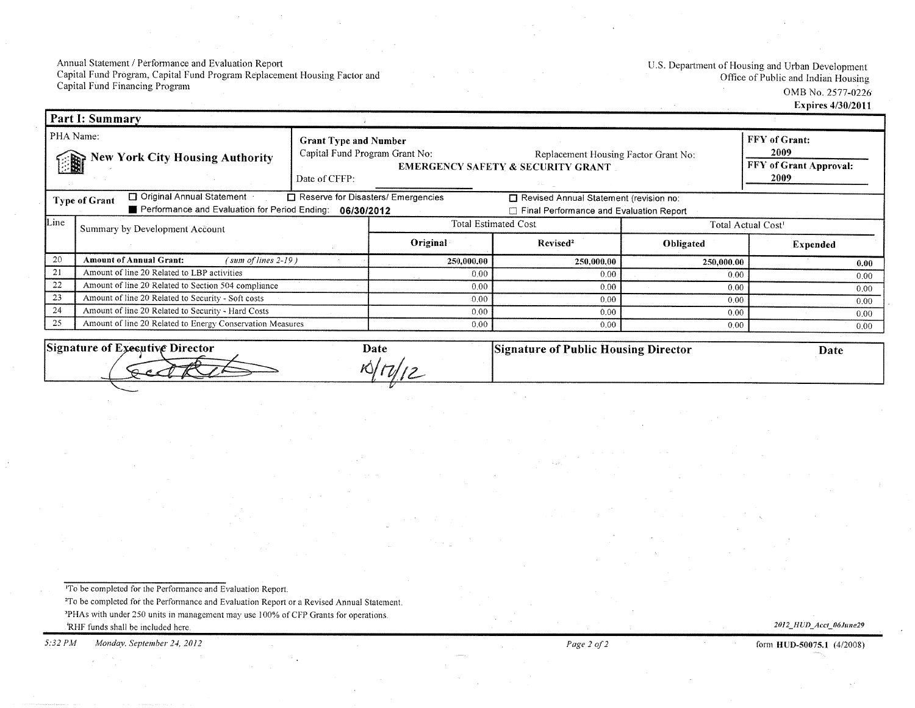Annual Statement / Performance and Evaluation Report
Capital Fund Program, Capital Fund Program Replacement Housing Factor and
Capital Fund Financing Program

U.S. Department of Housing and Urban Development
Office of Public and Indian Housing
OMB No. 2577-0226
**Expires 4/30/2011**

## Part I: Summary

| PHA Name: | Grant Type and Number | FFY of Grant: |
|---|---|---|
| **New York City Housing Authority** | Capital Fund Program Grant No: Replacement Housing Factor Grant No: **EMERGENCY SAFETY & SECURITY GRANT** Date of CFFP: | **2009** |
| | | **FFY of Grant Approval:** **2009** |

**Type of Grant** ☐ Original Annual Statement ☐ Reserve for Disasters/ Emergencies ☐ Revised Annual Statement (revision no: ■ Performance and Evaluation for Period Ending: **06/30/2012** ☐ Final Performance and Evaluation Report

| Line | Summary by Development Account | Total Estimated Cost | | Total Actual Cost[1] | |
|---|---|---|---|---|---|
| | | **Original** | **Revised**[2] | **Obligated** | **Expended** |
| 20 | **Amount of Annual Grant:** *( sum of lines 2-19 )* | **250,000.00** | **250,000.00** | **250,000.00** | **0.00** |
| 21 | Amount of line 20 Related to LBP activities | 0.00 | 0.00 | 0.00 | 0.00 |
| 22 | Amount of line 20 Related to Section 504 compliance | 0.00 | 0.00 | 0.00 | 0.00 |
| 23 | Amount of line 20 Related to Security - Soft costs | 0.00 | 0.00 | 0.00 | 0.00 |
| 24 | Amount of line 20 Related to Security - Hard Costs | 0.00 | 0.00 | 0.00 | 0.00 |
| 25 | Amount of line 20 Related to Energy Conservation Measures | 0.00 | 0.00 | 0.00 | 0.00 |

| Signature of Executive Director | Date | Signature of Public Housing Director | Date |
|---|---|---|---|
| *(signature)* | 10/12/12 | | |

[1]To be completed for the Performance and Evaluation Report.
[2]To be completed for the Performance and Evaluation Report or a Revised Annual Statement.
[3]PHAs with under 250 units in management may use 100% of CFP Grants for operations.
[4]RHF funds shall be included here.

*2012_HUD_Acct_06June29*

*5:32 PM Monday, September 24, 2012*

form **HUD-50075.1** (4/2008)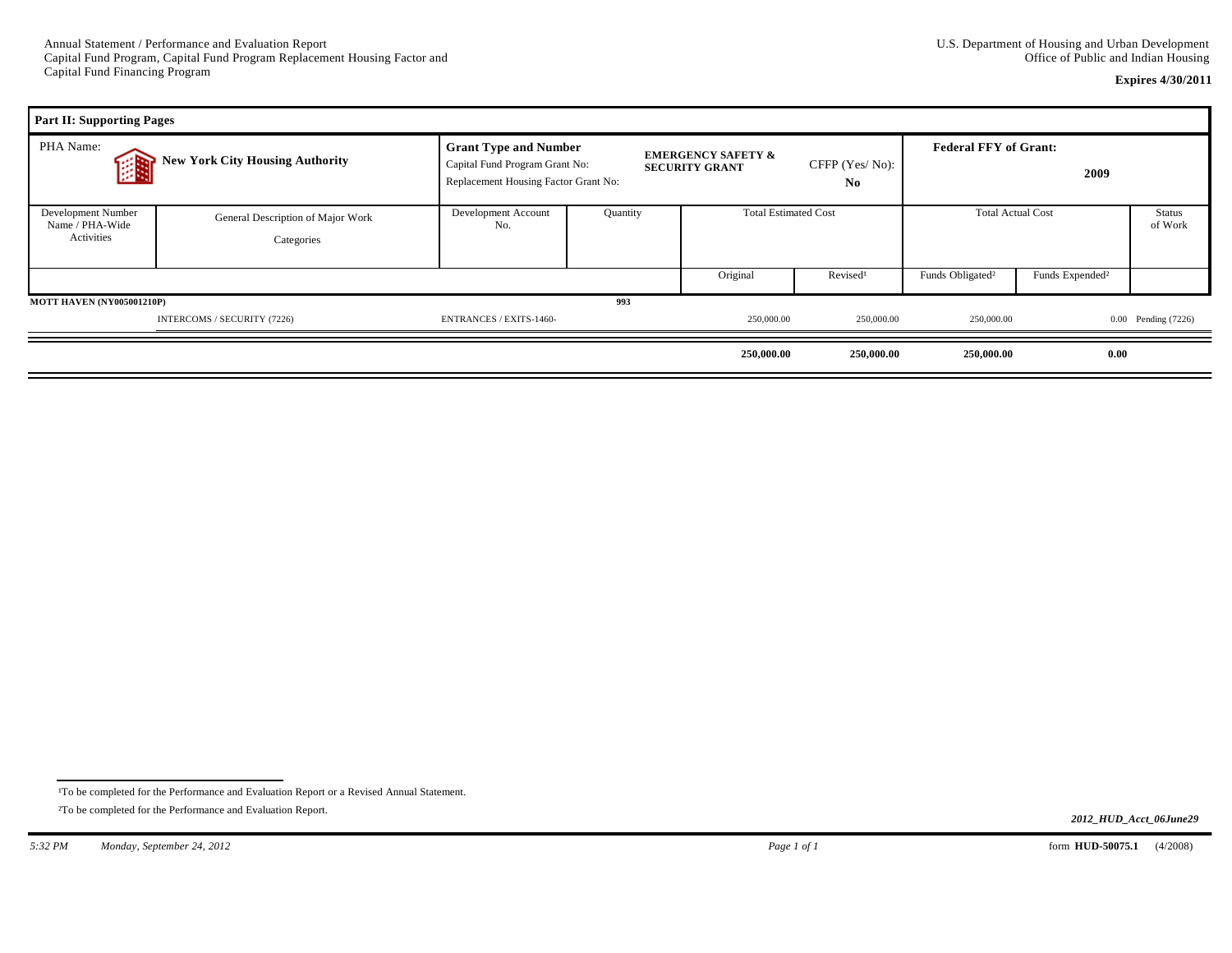Annual Statement / Performance and Evaluation Report
Capital Fund Program, Capital Fund Program Replacement Housing Factor and
Capital Fund Financing Program

U.S. Department of Housing and Urban Development
Office of Public and Indian Housing

**Expires 4/30/2011**

## Part II: Supporting Pages

| PHA Name: **New York City Housing Authority** | | **Grant Type and Number** Capital Fund Program Grant No: Replacement Housing Factor Grant No: | | **EMERGENCY SAFETY & SECURITY GRANT** | CFFP (Yes/ No): **No** | **Federal FFY of Grant: 2009** | | |
|---|---|---|---|---|---|---|---|---|
| Development Number Name / PHA-Wide Activities | General Description of Major Work Categories | Development Account No. | Quantity | Total Estimated Cost | | Total Actual Cost | | Status of Work |
| | | | | Original | Revised[1] | Funds Obligated[2] | Funds Expended[2] | |
| **MOTT HAVEN (NY005001210P)** | | | **993** | | | | | |
| | INTERCOMS / SECURITY (7226) | ENTRANCES / EXITS-1460- | | 250,000.00 | 250,000.00 | 250,000.00 | 0.00 | Pending (7226) |
| | | | | **250,000.00** | **250,000.00** | **250,000.00** | **0.00** | |

[1]To be completed for the Performance and Evaluation Report or a Revised Annual Statement.

[2]To be completed for the Performance and Evaluation Report.

*2012_HUD_Acct_06June29*

*5:32 PM* *Monday, September 24, 2012*

form **HUD-50075.1** (4/2008)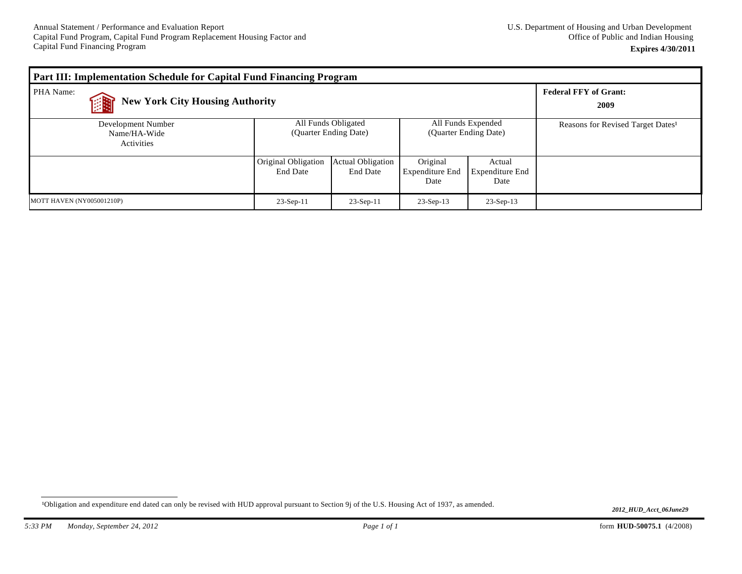Annual Statement / Performance and Evaluation Report
Capital Fund Program, Capital Fund Program Replacement Housing Factor and
Capital Fund Financing Program

U.S. Department of Housing and Urban Development
Office of Public and Indian Housing
**Expires 4/30/2011**

## Part III: Implementation Schedule for Capital Fund Financing Program

PHA Name: **New York City Housing Authority**

**Federal FFY of Grant: 2009**

| Development Number Name/HA-Wide Activities | All Funds Obligated (Quarter Ending Date) | | All Funds Expended (Quarter Ending Date) | | Reasons for Revised Target Dates[1] |
|---|---|---|---|---|---|
| | Original Obligation End Date | Actual Obligation End Date | Original Expenditure End Date | Actual Expenditure End Date | |
| MOTT HAVEN (NY005001210P) | 23-Sep-11 | 23-Sep-11 | 23-Sep-13 | 23-Sep-13 | |

[1]Obligation and expenditure end dated can only be revised with HUD approval pursuant to Section 9j of the U.S. Housing Act of 1937, as amended.

*2012_HUD_Acct_06June29*

*5:33 PM Monday, September 24, 2012*

form **HUD-50075.1** (4/2008)